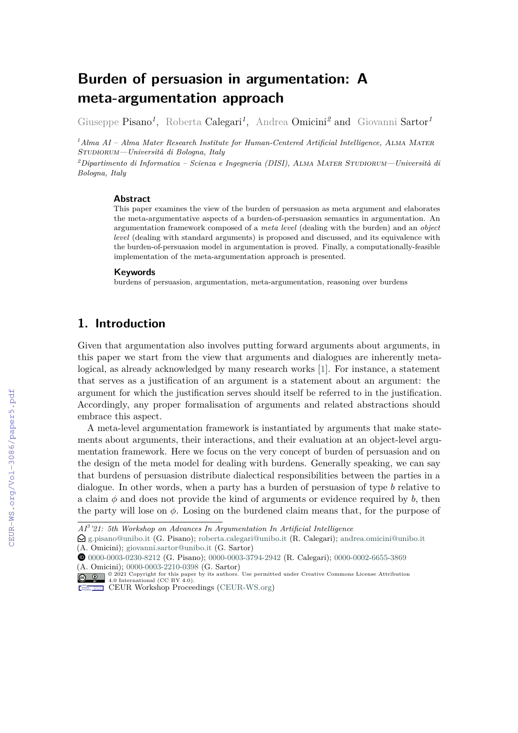# Burden of persuasion in argumentation: A meta-argumentation approach

Giuseppe Pisano[1], Roberta Calegari[1], Andrea Omicini[2] and Giovanni Sartor[1]

[1]*Alma AI – Alma Mater Research Institute for Human-Centered Artificial Intelligence, Alma Mater Studiorum—Università di Bologna, Italy*

[2]*Dipartimento di Informatica – Scienza e Ingegneria (DISI), Alma Mater Studiorum—Università di Bologna, Italy*

### Abstract

This paper examines the view of the burden of persuasion as meta argument and elaborates the meta-argumentative aspects of a burden-of-persuasion semantics in argumentation. An argumentation framework composed of a *meta level* (dealing with the burden) and an *object level* (dealing with standard arguments) is proposed and discussed, and its equivalence with the burden-of-persuasion model in argumentation is proved. Finally, a computationally-feasible implementation of the meta-argumentation approach is presented.

### Keywords

burdens of persuasion, argumentation, meta-argumentation, reasoning over burdens

## 1. Introduction

Given that argumentation also involves putting forward arguments about arguments, in this paper we start from the view that arguments and dialogues are inherently metalogical, as already acknowledged by many research works [1]. For instance, a statement that serves as a justification of an argument is a statement about an argument: the argument for which the justification serves should itself be referred to in the justification. Accordingly, any proper formalisation of arguments and related abstractions should embrace this aspect.

A meta-level argumentation framework is instantiated by arguments that make statements about arguments, their interactions, and their evaluation at an object-level argumentation framework. Here we focus on the very concept of burden of persuasion and on the design of the meta model for dealing with burdens. Generally speaking, we can say that burdens of persuasion distribute dialectical responsibilities between the parties in a dialogue. In other words, when a party has a burden of persuasion of type $b$ relative to a claim $\phi$ and does not provide the kind of arguments or evidence required by $b$, then the party will lose on $\phi$. Losing on the burdened claim means that, for the purpose of

*AI[3]'21: 5th Workshop on Advances In Argumentation In Artificial Intelligence*

g.pisano@unibo.it (G. Pisano); roberta.calegari@unibo.it (R. Calegari); andrea.omicini@unibo.it (A. Omicini); giovanni.sartor@unibo.it (G. Sartor)

0000-0003-0230-8212 (G. Pisano); 0000-0003-3794-2942 (R. Calegari); 0000-0002-6655-3869 (A. Omicini); 0000-0003-2210-0398 (G. Sartor)

© 2021 Copyright for this paper by its authors. Use permitted under Creative Commons License Attribution 4.0 International (CC BY 4.0).

CEUR Workshop Proceedings (CEUR-WS.org)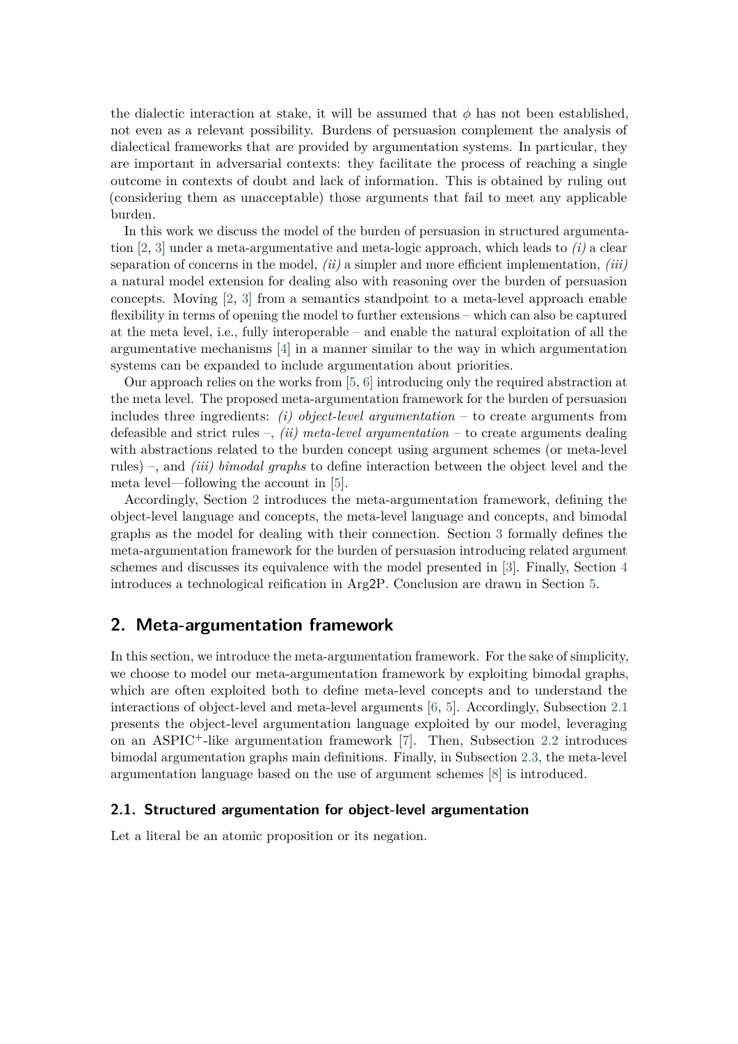the dialectic interaction at stake, it will be assumed that $\phi$ has not been established, not even as a relevant possibility. Burdens of persuasion complement the analysis of dialectical frameworks that are provided by argumentation systems. In particular, they are important in adversarial contexts: they facilitate the process of reaching a single outcome in contexts of doubt and lack of information. This is obtained by ruling out (considering them as unacceptable) those arguments that fail to meet any applicable burden.

In this work we discuss the model of the burden of persuasion in structured argumentation [2, 3] under a meta-argumentative and meta-logic approach, which leads to *(i)* a clear separation of concerns in the model, *(ii)* a simpler and more efficient implementation, *(iii)* a natural model extension for dealing also with reasoning over the burden of persuasion concepts. Moving [2, 3] from a semantics standpoint to a meta-level approach enable flexibility in terms of opening the model to further extensions – which can also be captured at the meta level, i.e., fully interoperable – and enable the natural exploitation of all the argumentative mechanisms [4] in a manner similar to the way in which argumentation systems can be expanded to include argumentation about priorities.

Our approach relies on the works from [5, 6] introducing only the required abstraction at the meta level. The proposed meta-argumentation framework for the burden of persuasion includes three ingredients: *(i) object-level argumentation* – to create arguments from defeasible and strict rules –, *(ii) meta-level argumentation* – to create arguments dealing with abstractions related to the burden concept using argument schemes (or meta-level rules) –, and *(iii) bimodal graphs* to define interaction between the object level and the meta level—following the account in [5].

Accordingly, Section 2 introduces the meta-argumentation framework, defining the object-level language and concepts, the meta-level language and concepts, and bimodal graphs as the model for dealing with their connection. Section 3 formally defines the meta-argumentation framework for the burden of persuasion introducing related argument schemes and discusses its equivalence with the model presented in [3]. Finally, Section 4 introduces a technological reification in Arg2P. Conclusion are drawn in Section 5.

## 2. Meta-argumentation framework

In this section, we introduce the meta-argumentation framework. For the sake of simplicity, we choose to model our meta-argumentation framework by exploiting bimodal graphs, which are often exploited both to define meta-level concepts and to understand the interactions of object-level and meta-level arguments [6, 5]. Accordingly, Subsection 2.1 presents the object-level argumentation language exploited by our model, leveraging on an ASPIC$^{+}$-like argumentation framework [7]. Then, Subsection 2.2 introduces bimodal argumentation graphs main definitions. Finally, in Subsection 2.3, the meta-level argumentation language based on the use of argument schemes [8] is introduced.

### 2.1. Structured argumentation for object-level argumentation

Let a literal be an atomic proposition or its negation.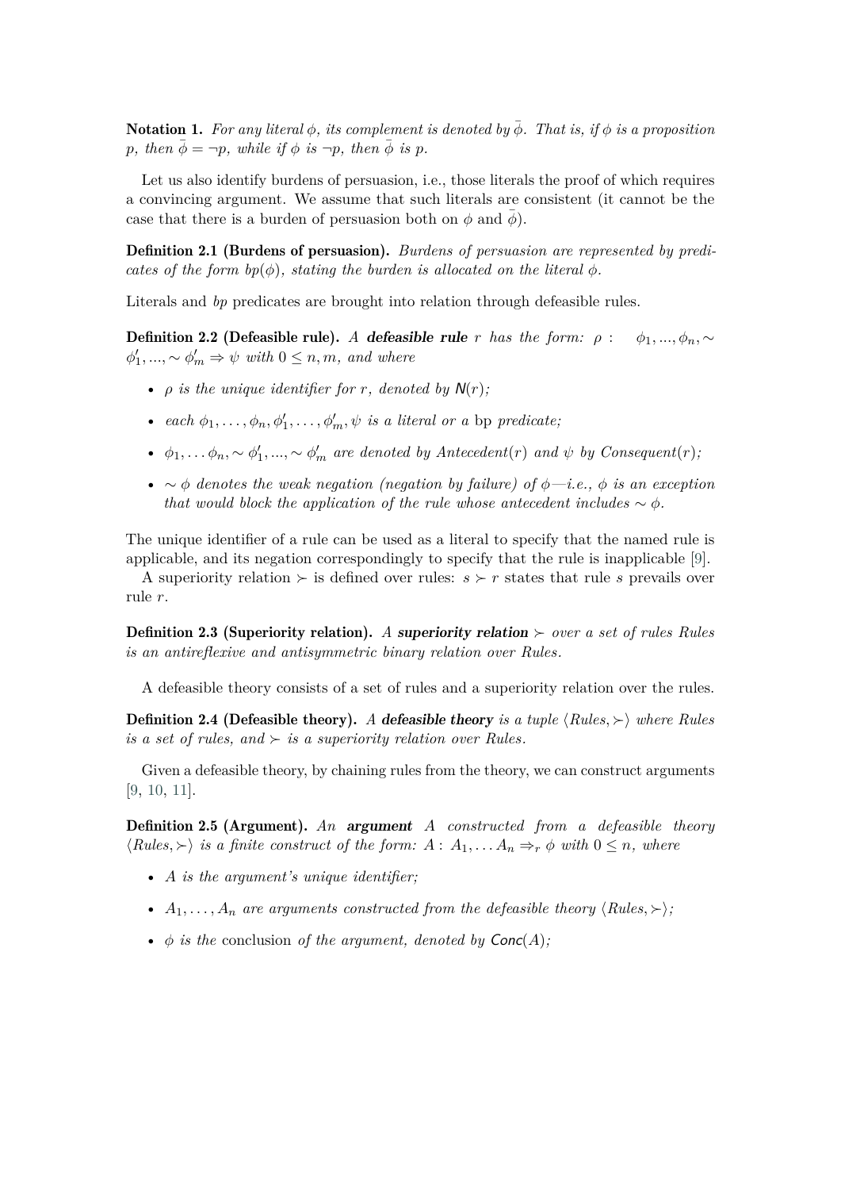**Notation 1.** *For any literal $\phi$, its complement is denoted by $\bar{\phi}$. That is, if $\phi$ is a proposition $p$, then $\bar{\phi} = \neg p$, while if $\phi$ is $\neg p$, then $\bar{\phi}$ is $p$.*

Let us also identify burdens of persuasion, i.e., those literals the proof of which requires a convincing argument. We assume that such literals are consistent (it cannot be the case that there is a burden of persuasion both on $\phi$ and $\bar{\phi}$).

**Definition 2.1 (Burdens of persuasion).** *Burdens of persuasion are represented by predicates of the form $bp(\phi)$, stating the burden is allocated on the literal $\phi$.*

Literals and *bp* predicates are brought into relation through defeasible rules.

**Definition 2.2 (Defeasible rule).** *A **defeasible rule** $r$ has the form: $\rho : \quad \phi_1, ..., \phi_n, \sim \phi'_1, ..., \sim \phi'_m \Rightarrow \psi$ with $0 \leq n, m$, and where*

- *$\rho$ is the unique identifier for $r$, denoted by $\mathsf{N}(r)$;*
- *each $\phi_1, \ldots, \phi_n, \phi'_1, \ldots, \phi'_m, \psi$ is a literal or a* bp *predicate;*
- *$\phi_1, \ldots \phi_n, \sim \phi'_1, ..., \sim \phi'_m$ are denoted by Antecedent$(r)$ and $\psi$ by Consequent$(r)$;*
- *$\sim \phi$ denotes the weak negation (negation by failure) of $\phi$—i.e., $\phi$ is an exception that would block the application of the rule whose antecedent includes $\sim \phi$.*

The unique identifier of a rule can be used as a literal to specify that the named rule is applicable, and its negation correspondingly to specify that the rule is inapplicable [9].

A superiority relation $\succ$ is defined over rules: $s \succ r$ states that rule $s$ prevails over rule $r$.

**Definition 2.3 (Superiority relation).** *A **superiority relation** $\succ$ over a set of rules Rules is an antireflexive and antisymmetric binary relation over Rules.*

A defeasible theory consists of a set of rules and a superiority relation over the rules.

**Definition 2.4 (Defeasible theory).** *A **defeasible theory** is a tuple $\langle Rules, \succ \rangle$ where Rules is a set of rules, and $\succ$ is a superiority relation over Rules.*

Given a defeasible theory, by chaining rules from the theory, we can construct arguments [9, 10, 11].

**Definition 2.5 (Argument).** *An **argument** $A$ constructed from a defeasible theory $\langle Rules, \succ \rangle$ is a finite construct of the form: $A : A_1, \ldots A_n \Rightarrow_r \phi$ with $0 \leq n$, where*

- *$A$ is the argument's unique identifier;*
- *$A_1, \ldots, A_n$ are arguments constructed from the defeasible theory $\langle Rules, \succ \rangle$;*
- *$\phi$ is the* conclusion *of the argument, denoted by $\mathsf{Conc}(A)$;*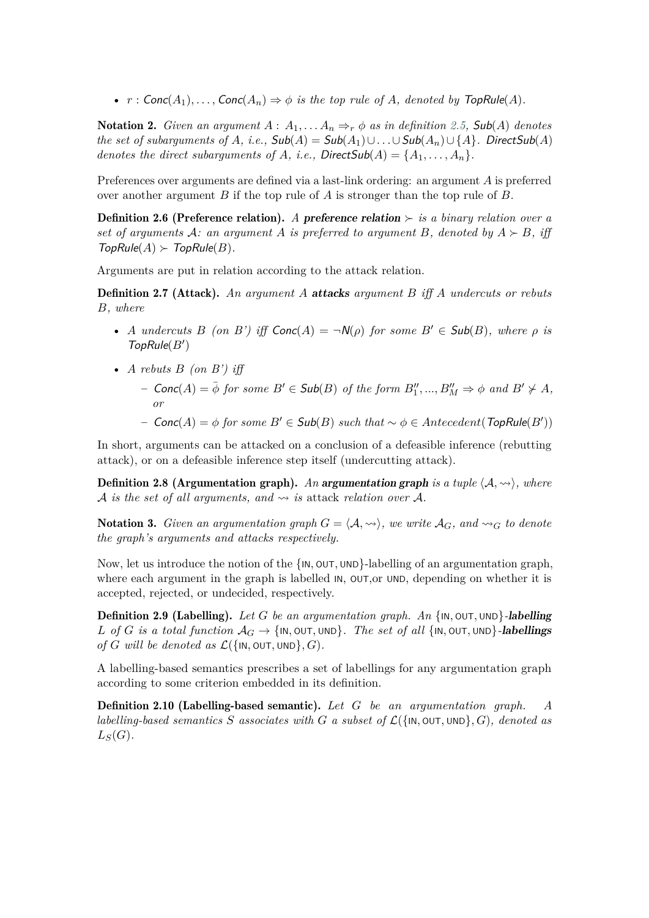- $r : \mathsf{Conc}(A_1), \ldots, \mathsf{Conc}(A_n) \Rightarrow \phi$ *is the top rule of* $A$*, denoted by* $\mathsf{TopRule}(A)$.

**Notation 2.** *Given an argument* $A : A_1, \ldots A_n \Rightarrow_r \phi$ *as in definition 2.5,* $\mathsf{Sub}(A)$ *denotes the set of subarguments of* $A$*, i.e.,* $\mathsf{Sub}(A) = \mathsf{Sub}(A_1) \cup \ldots \cup \mathsf{Sub}(A_n) \cup \{A\}$. $\mathsf{DirectSub}(A)$ *denotes the direct subarguments of* $A$*, i.e.,* $\mathsf{DirectSub}(A) = \{A_1, \ldots, A_n\}$.

Preferences over arguments are defined via a last-link ordering: an argument $A$ is preferred over another argument $B$ if the top rule of $A$ is stronger than the top rule of $B$.

**Definition 2.6 (Preference relation).** *A* ***preference relation*** $\succ$ *is a binary relation over a set of arguments* $\mathcal{A}$*: an argument* $A$ *is preferred to argument* $B$*, denoted by* $A \succ B$*, iff* $\mathsf{TopRule}(A) \succ \mathsf{TopRule}(B)$.

Arguments are put in relation according to the attack relation.

**Definition 2.7 (Attack).** *An argument* $A$ ***attacks*** *argument* $B$ *iff* $A$ *undercuts or rebuts* $B$*, where*

- $A$ *undercuts* $B$ *(on* $B'$*) iff* $\mathsf{Conc}(A) = \neg \mathsf{N}(\rho)$ *for some* $B' \in \mathsf{Sub}(B)$*, where* $\rho$ *is* $\mathsf{TopRule}(B')$
- $A$ *rebuts* $B$ *(on* $B'$*) iff*
  - $\mathsf{Conc}(A) = \bar{\phi}$ *for some* $B' \in \mathsf{Sub}(B)$ *of the form* $B''_1, ..., B''_M \Rightarrow \phi$ *and* $B' \nsucc A$*, or*
  - $\mathsf{Conc}(A) = \phi$ *for some* $B' \in \mathsf{Sub}(B)$ *such that* $\sim \phi \in Antecedent(\mathsf{TopRule}(B'))$

In short, arguments can be attacked on a conclusion of a defeasible inference (rebutting attack), or on a defeasible inference step itself (undercutting attack).

**Definition 2.8 (Argumentation graph).** *An* ***argumentation graph*** *is a tuple* $\langle \mathcal{A}, \rightsquigarrow \rangle$*, where* $\mathcal{A}$ *is the set of all arguments, and* $\rightsquigarrow$ *is* attack *relation over* $\mathcal{A}$.

**Notation 3.** *Given an argumentation graph* $G = \langle \mathcal{A}, \rightsquigarrow \rangle$*, we write* $\mathcal{A}_G$*, and* $\rightsquigarrow_G$ *to denote the graph's arguments and attacks respectively.*

Now, let us introduce the notion of the $\{\mathsf{IN}, \mathsf{OUT}, \mathsf{UND}\}$-labelling of an argumentation graph, where each argument in the graph is labelled $\mathsf{IN}$, $\mathsf{OUT}$,or $\mathsf{UND}$, depending on whether it is accepted, rejected, or undecided, respectively.

**Definition 2.9 (Labelling).** *Let* $G$ *be an argumentation graph. An* $\{\mathsf{IN}, \mathsf{OUT}, \mathsf{UND}\}$*-**labelling*** $L$ *of* $G$ *is a total function* $\mathcal{A}_G \rightarrow \{\mathsf{IN}, \mathsf{OUT}, \mathsf{UND}\}$*. The set of all* $\{\mathsf{IN}, \mathsf{OUT}, \mathsf{UND}\}$*-**labellings*** *of* $G$ *will be denoted as* $\mathcal{L}(\{\mathsf{IN}, \mathsf{OUT}, \mathsf{UND}\}, G)$.

A labelling-based semantics prescribes a set of labellings for any argumentation graph according to some criterion embedded in its definition.

**Definition 2.10 (Labelling-based semantic).** *Let* $G$ *be an argumentation graph. A labelling-based semantics* $S$ *associates with* $G$ *a subset of* $\mathcal{L}(\{\mathsf{IN}, \mathsf{OUT}, \mathsf{UND}\}, G)$*, denoted as* $L_S(G)$.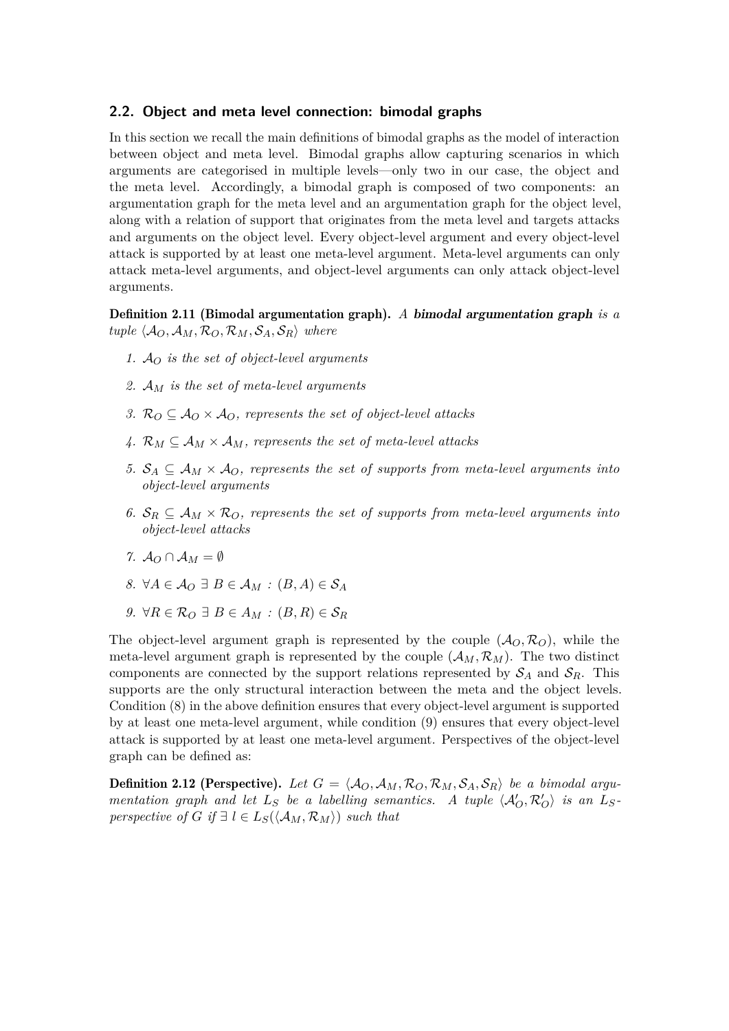### 2.2. Object and meta level connection: bimodal graphs

In this section we recall the main definitions of bimodal graphs as the model of interaction between object and meta level. Bimodal graphs allow capturing scenarios in which arguments are categorised in multiple levels—only two in our case, the object and the meta level. Accordingly, a bimodal graph is composed of two components: an argumentation graph for the meta level and an argumentation graph for the object level, along with a relation of support that originates from the meta level and targets attacks and arguments on the object level. Every object-level argument and every object-level attack is supported by at least one meta-level argument. Meta-level arguments can only attack meta-level arguments, and object-level arguments can only attack object-level arguments.

**Definition 2.11 (Bimodal argumentation graph).** *A* ***bimodal argumentation graph*** *is a tuple* $\langle \mathcal{A}_O, \mathcal{A}_M, \mathcal{R}_O, \mathcal{R}_M, \mathcal{S}_A, \mathcal{S}_R \rangle$ *where*

1. $\mathcal{A}_O$ *is the set of object-level arguments*
2. $\mathcal{A}_M$ *is the set of meta-level arguments*
3. $\mathcal{R}_O \subseteq \mathcal{A}_O \times \mathcal{A}_O$*, represents the set of object-level attacks*
4. $\mathcal{R}_M \subseteq \mathcal{A}_M \times \mathcal{A}_M$*, represents the set of meta-level attacks*
5. $\mathcal{S}_A \subseteq \mathcal{A}_M \times \mathcal{A}_O$*, represents the set of supports from meta-level arguments into object-level arguments*
6. $\mathcal{S}_R \subseteq \mathcal{A}_M \times \mathcal{R}_O$*, represents the set of supports from meta-level arguments into object-level attacks*
7. $\mathcal{A}_O \cap \mathcal{A}_M = \emptyset$
8. $\forall A \in \mathcal{A}_O \ \exists \ B \in \mathcal{A}_M : (B, A) \in \mathcal{S}_A$
9. $\forall R \in \mathcal{R}_O \ \exists \ B \in \mathcal{A}_M : (B, R) \in \mathcal{S}_R$

The object-level argument graph is represented by the couple $(\mathcal{A}_O, \mathcal{R}_O)$, while the meta-level argument graph is represented by the couple $(\mathcal{A}_M, \mathcal{R}_M)$. The two distinct components are connected by the support relations represented by $\mathcal{S}_A$ and $\mathcal{S}_R$. This supports are the only structural interaction between the meta and the object levels. Condition (8) in the above definition ensures that every object-level argument is supported by at least one meta-level argument, while condition (9) ensures that every object-level attack is supported by at least one meta-level argument. Perspectives of the object-level graph can be defined as:

**Definition 2.12 (Perspective).** *Let* $G = \langle \mathcal{A}_O, \mathcal{A}_M, \mathcal{R}_O, \mathcal{R}_M, \mathcal{S}_A, \mathcal{S}_R \rangle$ *be a bimodal argumentation graph and let* $L_S$ *be a labelling semantics. A tuple* $\langle \mathcal{A}'_O, \mathcal{R}'_O \rangle$ *is an* $L_S$*-perspective of* $G$ *if* $\exists \ l \in L_S(\langle \mathcal{A}_M, \mathcal{R}_M \rangle)$ *such that*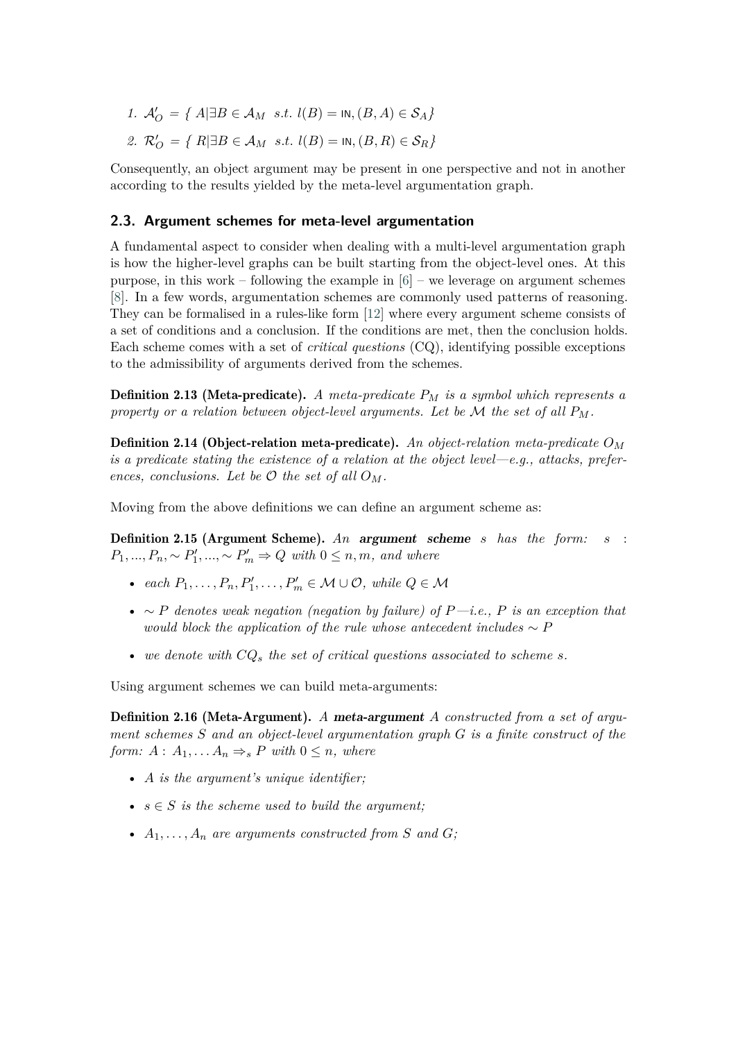1. $\mathcal{A}'_O = \{ A | \exists B \in \mathcal{A}_M \ \ s.t. \ l(B) = \text{IN}, (B, A) \in \mathcal{S}_A \}$
2. $\mathcal{R}'_O = \{ R | \exists B \in \mathcal{A}_M \ \ s.t. \ l(B) = \text{IN}, (B, R) \in \mathcal{S}_R \}$

Consequently, an object argument may be present in one perspective and not in another according to the results yielded by the meta-level argumentation graph.

## 2.3. Argument schemes for meta-level argumentation

A fundamental aspect to consider when dealing with a multi-level argumentation graph is how the higher-level graphs can be built starting from the object-level ones. At this purpose, in this work – following the example in [6] – we leverage on argument schemes [8]. In a few words, argumentation schemes are commonly used patterns of reasoning. They can be formalised in a rules-like form [12] where every argument scheme consists of a set of conditions and a conclusion. If the conditions are met, then the conclusion holds. Each scheme comes with a set of *critical questions* (CQ), identifying possible exceptions to the admissibility of arguments derived from the schemes.

**Definition 2.13 (Meta-predicate).** *A meta-predicate $P_M$ is a symbol which represents a property or a relation between object-level arguments. Let be $\mathcal{M}$ the set of all $P_M$.*

**Definition 2.14 (Object-relation meta-predicate).** *An object-relation meta-predicate $O_M$ is a predicate stating the existence of a relation at the object level—e.g., attacks, preferences, conclusions. Let be $\mathcal{O}$ the set of all $O_M$.*

Moving from the above definitions we can define an argument scheme as:

**Definition 2.15 (Argument Scheme).** *An **argument scheme** $s$ has the form: $s$ : $P_1, ..., P_n, \sim P'_1, ..., \sim P'_m \Rightarrow Q$ with $0 \leq n, m$, and where*

- *each $P_1, \ldots, P_n, P'_1, \ldots, P'_m \in \mathcal{M} \cup \mathcal{O}$, while $Q \in \mathcal{M}$*
- *$\sim P$ denotes weak negation (negation by failure) of $P$—i.e., $P$ is an exception that would block the application of the rule whose antecedent includes $\sim P$*
- *we denote with $CQ_s$ the set of critical questions associated to scheme $s$.*

Using argument schemes we can build meta-arguments:

**Definition 2.16 (Meta-Argument).** *A **meta-argument** $A$ constructed from a set of argument schemes $S$ and an object-level argumentation graph $G$ is a finite construct of the form: $A: A_1, \ldots A_n \Rightarrow_s P$ with $0 \leq n$, where*

- *$A$ is the argument's unique identifier;*
- *$s \in S$ is the scheme used to build the argument;*
- *$A_1, \ldots, A_n$ are arguments constructed from $S$ and $G$;*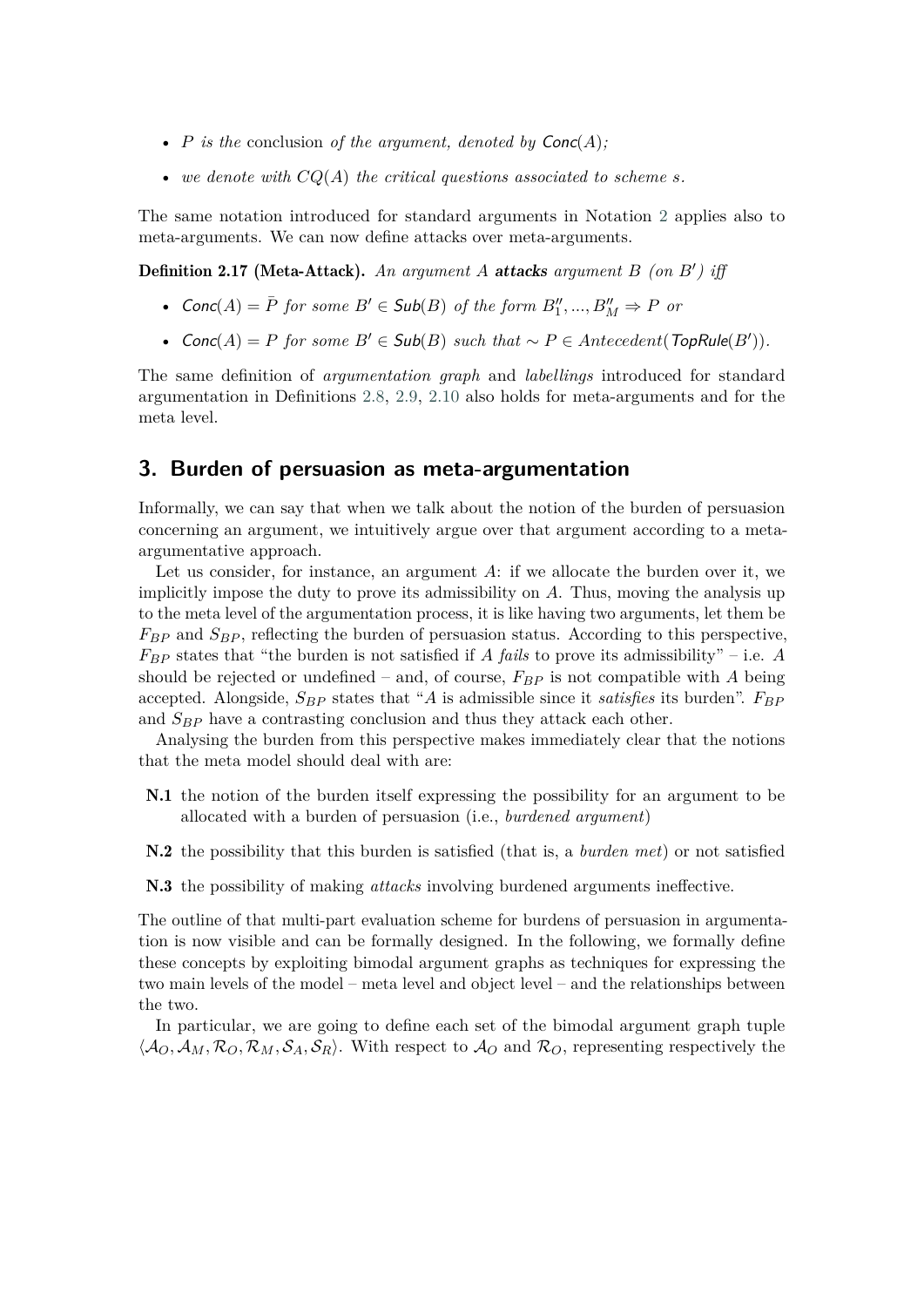- *$P$ is the* conclusion *of the argument, denoted by* $\mathsf{Conc}(A)$*;*
- *we denote with $CQ(A)$ the critical questions associated to scheme $s$.*

The same notation introduced for standard arguments in Notation 2 applies also to meta-arguments. We can now define attacks over meta-arguments.

**Definition 2.17 (Meta-Attack).** *An argument $A$ **attacks** argument $B$ (on $B'$) iff*

- *$\mathsf{Conc}(A) = \bar{P}$ for some $B' \in \mathsf{Sub}(B)$ of the form $B''_1, ..., B''_M \Rightarrow P$ or*
- *$\mathsf{Conc}(A) = P$ for some $B' \in \mathsf{Sub}(B)$ such that $\sim P \in Antecedent(\mathsf{TopRule}(B'))$.*

The same definition of *argumentation graph* and *labellings* introduced for standard argumentation in Definitions 2.8, 2.9, 2.10 also holds for meta-arguments and for the meta level.

## 3. Burden of persuasion as meta-argumentation

Informally, we can say that when we talk about the notion of the burden of persuasion concerning an argument, we intuitively argue over that argument according to a meta-argumentative approach.

Let us consider, for instance, an argument $A$: if we allocate the burden over it, we implicitly impose the duty to prove its admissibility on $A$. Thus, moving the analysis up to the meta level of the argumentation process, it is like having two arguments, let them be $F_{BP}$ and $S_{BP}$, reflecting the burden of persuasion status. According to this perspective, $F_{BP}$ states that "the burden is not satisfied if $A$ *fails* to prove its admissibility" – i.e. $A$ should be rejected or undefined – and, of course, $F_{BP}$ is not compatible with $A$ being accepted. Alongside, $S_{BP}$ states that "$A$ is admissible since it *satisfies* its burden". $F_{BP}$ and $S_{BP}$ have a contrasting conclusion and thus they attack each other.

Analysing the burden from this perspective makes immediately clear that the notions that the meta model should deal with are:

- **N.1** the notion of the burden itself expressing the possibility for an argument to be allocated with a burden of persuasion (i.e., *burdened argument*)
- **N.2** the possibility that this burden is satisfied (that is, a *burden met*) or not satisfied
- **N.3** the possibility of making *attacks* involving burdened arguments ineffective.

The outline of that multi-part evaluation scheme for burdens of persuasion in argumentation is now visible and can be formally designed. In the following, we formally define these concepts by exploiting bimodal argument graphs as techniques for expressing the two main levels of the model – meta level and object level – and the relationships between the two.

In particular, we are going to define each set of the bimodal argument graph tuple $\langle \mathcal{A}_O, \mathcal{A}_M, \mathcal{R}_O, \mathcal{R}_M, \mathcal{S}_A, \mathcal{S}_R \rangle$. With respect to $\mathcal{A}_O$ and $\mathcal{R}_O$, representing respectively the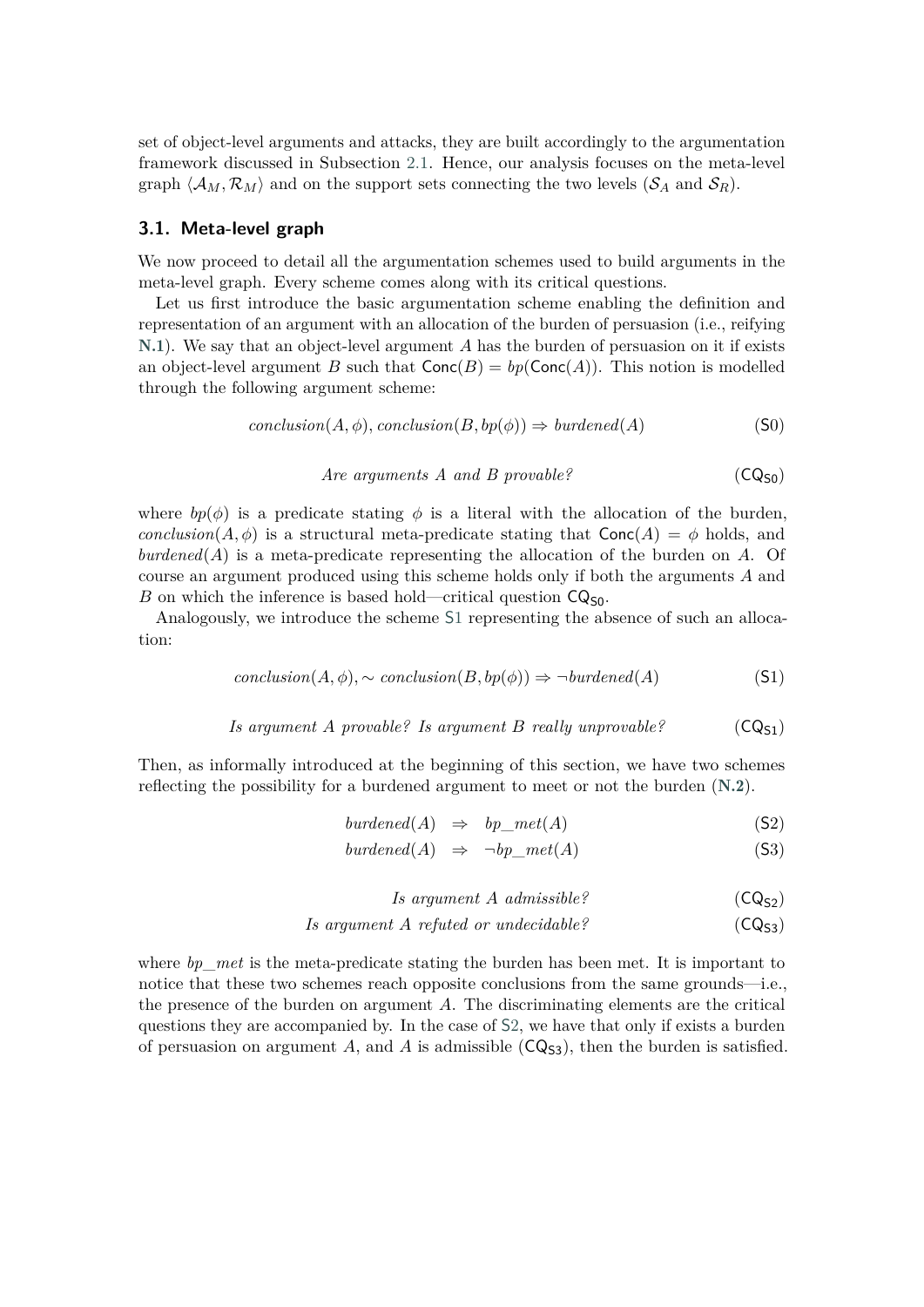set of object-level arguments and attacks, they are built accordingly to the argumentation framework discussed in Subsection 2.1. Hence, our analysis focuses on the meta-level graph $\langle \mathcal{A}_M, \mathcal{R}_M \rangle$ and on the support sets connecting the two levels ($\mathcal{S}_A$ and $\mathcal{S}_R$).

### 3.1. Meta-level graph

We now proceed to detail all the argumentation schemes used to build arguments in the meta-level graph. Every scheme comes along with its critical questions.

Let us first introduce the basic argumentation scheme enabling the definition and representation of an argument with an allocation of the burden of persuasion (i.e., reifying **N.1**). We say that an object-level argument $A$ has the burden of persuasion on it if exists an object-level argument $B$ such that $\mathsf{Conc}(B) = bp(\mathsf{Conc}(A))$. This notion is modelled through the following argument scheme:

$$conclusion(A, \phi), conclusion(B, bp(\phi)) \Rightarrow burdened(A) \tag{S0}$$

$$\textit{Are arguments A and B provable?} \tag{$\mathsf{CQ_{S0}}$}$$

where $bp(\phi)$ is a predicate stating $\phi$ is a literal with the allocation of the burden, $conclusion(A, \phi)$ is a structural meta-predicate stating that $\mathsf{Conc}(A) = \phi$ holds, and $burdened(A)$ is a meta-predicate representing the allocation of the burden on $A$. Of course an argument produced using this scheme holds only if both the arguments $A$ and $B$ on which the inference is based hold—critical question $\mathsf{CQ_{S0}}$.

Analogously, we introduce the scheme S1 representing the absence of such an allocation:

$$conclusion(A, \phi), \sim conclusion(B, bp(\phi)) \Rightarrow \neg burdened(A) \tag{S1}$$

$$\textit{Is argument A provable? Is argument B really unprovable?} \tag{$\mathsf{CQ_{S1}}$}$$

Then, as informally introduced at the beginning of this section, we have two schemes reflecting the possibility for a burdened argument to meet or not the burden (**N.2**).

$$burdened(A) \;\Rightarrow\; bp\_met(A) \tag{S2}$$

$$burdened(A) \;\Rightarrow\; \neg bp\_met(A) \tag{S3}$$

$$\textit{Is argument A admissible?} \tag{$\mathsf{CQ_{S2}}$}$$

$$\textit{Is argument A refuted or undecidable?} \tag{$\mathsf{CQ_{S3}}$}$$

where $bp\_met$ is the meta-predicate stating the burden has been met. It is important to notice that these two schemes reach opposite conclusions from the same grounds—i.e., the presence of the burden on argument $A$. The discriminating elements are the critical questions they are accompanied by. In the case of S2, we have that only if exists a burden of persuasion on argument $A$, and $A$ is admissible ($\mathsf{CQ_{S3}}$), then the burden is satisfied.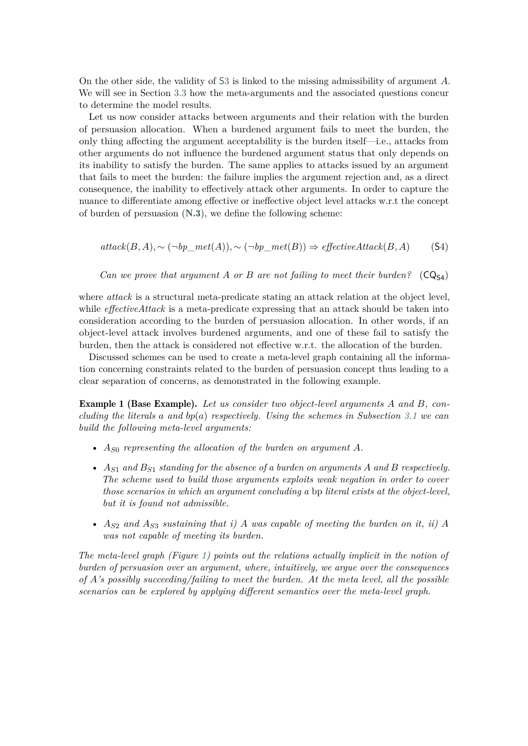On the other side, the validity of S3 is linked to the missing admissibility of argument $A$. We will see in Section 3.3 how the meta-arguments and the associated questions concur to determine the model results.

Let us now consider attacks between arguments and their relation with the burden of persuasion allocation. When a burdened argument fails to meet the burden, the only thing affecting the argument acceptability is the burden itself—i.e., attacks from other arguments do not influence the burdened argument status that only depends on its inability to satisfy the burden. The same applies to attacks issued by an argument that fails to meet the burden: the failure implies the argument rejection and, as a direct consequence, the inability to effectively attack other arguments. In order to capture the nuance to differentiate among effective or ineffective object level attacks w.r.t the concept of burden of persuasion (**N.3**), we define the following scheme:

$$attack(B, A), \sim(\neg bp\_met(A)), \sim(\neg bp\_met(B)) \Rightarrow effectiveAttack(B, A) \qquad \text{(S4)}$$

*Can we prove that argument A or B are not failing to meet their burden?* $(\mathsf{CQ}_{\mathsf{S4}})$

where *attack* is a structural meta-predicate stating an attack relation at the object level, while *effectiveAttack* is a meta-predicate expressing that an attack should be taken into consideration according to the burden of persuasion allocation. In other words, if an object-level attack involves burdened arguments, and one of these fail to satisfy the burden, then the attack is considered not effective w.r.t. the allocation of the burden.

Discussed schemes can be used to create a meta-level graph containing all the information concerning constraints related to the burden of persuasion concept thus leading to a clear separation of concerns, as demonstrated in the following example.

**Example 1 (Base Example).** *Let us consider two object-level arguments $A$ and $B$, concluding the literals $a$ and $bp(a)$ respectively. Using the schemes in Subsection 3.1 we can build the following meta-level arguments:*

- *$A_{S0}$ representing the allocation of the burden on argument $A$.*
- *$A_{S1}$ and $B_{S1}$ standing for the absence of a burden on arguments $A$ and $B$ respectively. The scheme used to build those arguments exploits weak negation in order to cover those scenarios in which an argument concluding a* bp *literal exists at the object-level, but it is found not admissible.*
- *$A_{S2}$ and $A_{S3}$ sustaining that i) $A$ was capable of meeting the burden on it, ii) $A$ was not capable of meeting its burden.*

*The meta-level graph (Figure 1) points out the relations actually implicit in the notion of burden of persuasion over an argument, where, intuitively, we argue over the consequences of $A$'s possibly succeeding/failing to meet the burden. At the meta level, all the possible scenarios can be explored by applying different semantics over the meta-level graph.*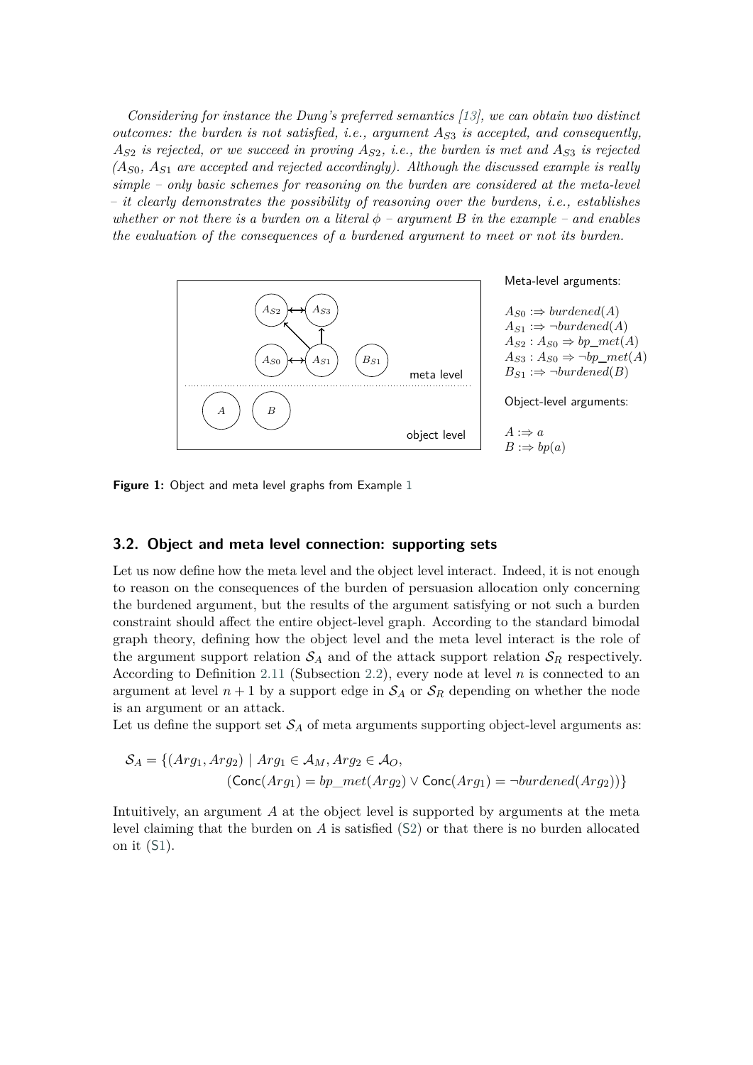*Considering for instance the Dung's preferred semantics [13], we can obtain two distinct outcomes: the burden is not satisfied, i.e., argument $A_{S3}$ is accepted, and consequently, $A_{S2}$ is rejected, or we succeed in proving $A_{S2}$, i.e., the burden is met and $A_{S3}$ is rejected ($A_{S0}$, $A_{S1}$ are accepted and rejected accordingly). Although the discussed example is really simple – only basic schemes for reasoning on the burden are considered at the meta-level – it clearly demonstrates the possibility of reasoning over the burdens, i.e., establishes whether or not there is a burden on a literal $\phi$ – argument $B$ in the example – and enables the evaluation of the consequences of a burdened argument to meet or not its burden.*

Meta-level arguments:

$A_{S0} :\Rightarrow burdened(A)$
$A_{S1} :\Rightarrow \neg burdened(A)$
$A_{S2} : A_{S0} \Rightarrow bp\_met(A)$
$A_{S3} : A_{S0} \Rightarrow \neg bp\_met(A)$
$B_{S1} :\Rightarrow \neg burdened(B)$

Object-level arguments:

$A :\Rightarrow a$
$B :\Rightarrow bp(a)$

**Figure 1:** Object and meta level graphs from Example 1

### 3.2. Object and meta level connection: supporting sets

Let us now define how the meta level and the object level interact. Indeed, it is not enough to reason on the consequences of the burden of persuasion allocation only concerning the burdened argument, but the results of the argument satisfying or not such a burden constraint should affect the entire object-level graph. According to the standard bimodal graph theory, defining how the object level and the meta level interact is the role of the argument support relation $\mathcal{S}_A$ and of the attack support relation $\mathcal{S}_R$ respectively. According to Definition 2.11 (Subsection 2.2), every node at level $n$ is connected to an argument at level $n+1$ by a support edge in $\mathcal{S}_A$ or $\mathcal{S}_R$ depending on whether the node is an argument or an attack.

Let us define the support set $\mathcal{S}_A$ of meta arguments supporting object-level arguments as:

$$\mathcal{S}_A = \{(Arg_1, Arg_2) \mid Arg_1 \in \mathcal{A}_M, Arg_2 \in \mathcal{A}_O, (\mathsf{Conc}(Arg_1) = bp\_met(Arg_2) \vee \mathsf{Conc}(Arg_1) = \neg burdened(Arg_2))\}$$

Intuitively, an argument $A$ at the object level is supported by arguments at the meta level claiming that the burden on $A$ is satisfied (S2) or that there is no burden allocated on it (S1).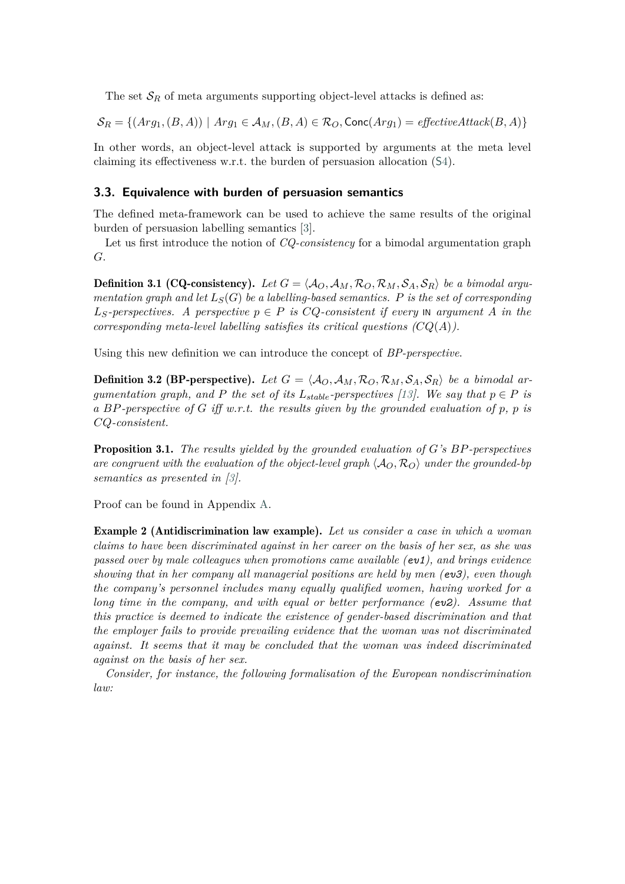The set $\mathcal{S}_R$ of meta arguments supporting object-level attacks is defined as:

$$\mathcal{S}_R = \{(Arg_1, (B, A)) \mid Arg_1 \in \mathcal{A}_M, (B, A) \in \mathcal{R}_O, \mathsf{Conc}(Arg_1) = \mathit{effectiveAttack}(B, A)\}$$

In other words, an object-level attack is supported by arguments at the meta level claiming its effectiveness w.r.t. the burden of persuasion allocation (S4).

### 3.3. Equivalence with burden of persuasion semantics

The defined meta-framework can be used to achieve the same results of the original burden of persuasion labelling semantics [3].

Let us first introduce the notion of *CQ-consistency* for a bimodal argumentation graph $G$.

**Definition 3.1 (CQ-consistency).** *Let $G = \langle \mathcal{A}_O, \mathcal{A}_M, \mathcal{R}_O, \mathcal{R}_M, \mathcal{S}_A, \mathcal{S}_R \rangle$ be a bimodal argumentation graph and let $L_S(G)$ be a labelling-based semantics. $P$ is the set of corresponding $L_S$-perspectives. A perspective $p \in P$ is CQ-consistent if every* IN *argument $A$ in the corresponding meta-level labelling satisfies its critical questions ($CQ(A)$).*

Using this new definition we can introduce the concept of *BP-perspective*.

**Definition 3.2 (BP-perspective).** *Let $G = \langle \mathcal{A}_O, \mathcal{A}_M, \mathcal{R}_O, \mathcal{R}_M, \mathcal{S}_A, \mathcal{S}_R \rangle$ be a bimodal argumentation graph, and $P$ the set of its $L_{stable}$-perspectives [13]. We say that $p \in P$ is a BP-perspective of $G$ iff w.r.t. the results given by the grounded evaluation of $p$, $p$ is CQ-consistent.*

**Proposition 3.1.** *The results yielded by the grounded evaluation of $G$'s BP-perspectives are congruent with the evaluation of the object-level graph $\langle \mathcal{A}_O, \mathcal{R}_O \rangle$ under the grounded-bp semantics as presented in [3].*

Proof can be found in Appendix A.

**Example 2 (Antidiscrimination law example).** *Let us consider a case in which a woman claims to have been discriminated against in her career on the basis of her sex, as she was passed over by male colleagues when promotions came available (`ev1`), and brings evidence showing that in her company all managerial positions are held by men (`ev3`), even though the company's personnel includes many equally qualified women, having worked for a long time in the company, and with equal or better performance (`ev2`). Assume that this practice is deemed to indicate the existence of gender-based discrimination and that the employer fails to provide prevailing evidence that the woman was not discriminated against. It seems that it may be concluded that the woman was indeed discriminated against on the basis of her sex.*

*Consider, for instance, the following formalisation of the European nondiscrimination law:*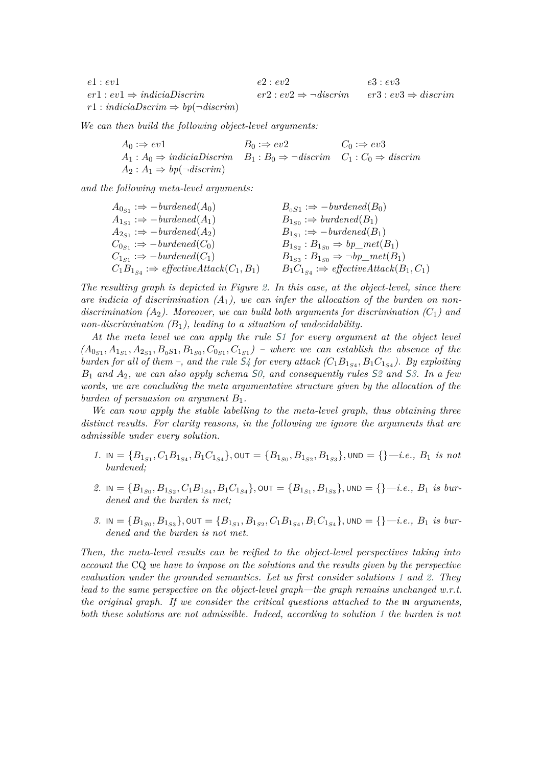$e1 : ev1$ $\quad$ $e2 : ev2$ $\quad$ $e3 : ev3$
$er1 : ev1 \Rightarrow indiciaDiscrim$ $\quad$ $er2 : ev2 \Rightarrow \neg discrim$ $\quad$ $er3 : ev3 \Rightarrow discrim$
$r1 : indiciaDscrim \Rightarrow bp(\neg discrim)$

*We can then build the following object-level arguments:*

$$A_0 :\Rightarrow ev1 \qquad B_0 :\Rightarrow ev2 \qquad C_0 :\Rightarrow ev3$$
$$A_1 : A_0 \Rightarrow indiciaDiscrim \qquad B_1 : B_0 \Rightarrow \neg discrim \qquad C_1 : C_0 \Rightarrow discrim$$
$$A_2 : A_1 \Rightarrow bp(\neg discrim)$$

*and the following meta-level arguments:*

$$A_{0_{S1}} :\Rightarrow -burdened(A_0) \qquad B_{0S1} :\Rightarrow -burdened(B_0)$$
$$A_{1_{S1}} :\Rightarrow -burdened(A_1) \qquad B_{1_{S0}} :\Rightarrow burdened(B_1)$$
$$A_{2_{S1}} :\Rightarrow -burdened(A_2) \qquad B_{1_{S1}} :\Rightarrow -burdened(B_1)$$
$$C_{0_{S1}} :\Rightarrow -burdened(C_0) \qquad B_{1_{S2}} : B_{1_{S0}} \Rightarrow bp\_met(B_1)$$
$$C_{1_{S1}} :\Rightarrow -burdened(C_1) \qquad B_{1_{S3}} : B_{1_{S0}} \Rightarrow \neg bp\_met(B_1)$$
$$C_1B_{1_{S4}} :\Rightarrow effectiveAttack(C_1, B_1) \qquad B_1C_{1_{S4}} :\Rightarrow effectiveAttack(B_1, C_1)$$

*The resulting graph is depicted in Figure 2. In this case, at the object-level, since there are indicia of discrimination ($A_1$), we can infer the allocation of the burden on non-discrimination ($A_2$). Moreover, we can build both arguments for discrimination ($C_1$) and non-discrimination ($B_1$), leading to a situation of undecidability.*

*At the meta level we can apply the rule S1 for every argument at the object level ($A_{0_{S1}}, A_{1_{S1}}, A_{2_{S1}}, B_{0}S1, B_{1_{S0}}, C_{0_{S1}}, C_{1_{S1}}$) – where we can establish the absence of the burden for all of them –, and the rule S4 for every attack ($C_1B_{1_{S4}}, B_1C_{1_{S4}}$). By exploiting $B_1$ and $A_2$, we can also apply schema S0, and consequently rules S2 and S3. In a few words, we are concluding the meta argumentative structure given by the allocation of the burden of persuasion on argument $B_1$.*

*We can now apply the stable labelling to the meta-level graph, thus obtaining three distinct results. For clarity reasons, in the following we ignore the arguments that are admissible under every solution.*

1. $\mathsf{IN} = \{B_{1_{S1}}, C_1B_{1_{S4}}, B_1C_{1_{S4}}\}, \mathsf{OUT} = \{B_{1_{S0}}, B_{1_{S2}}, B_{1_{S3}}\}, \mathsf{UND} = \{\}$*—i.e., $B_1$ is not burdened;*
2. $\mathsf{IN} = \{B_{1_{S0}}, B_{1_{S2}}, C_1B_{1_{S4}}, B_1C_{1_{S4}}\}, \mathsf{OUT} = \{B_{1_{S1}}, B_{1_{S3}}\}, \mathsf{UND} = \{\}$*—i.e., $B_1$ is burdened and the burden is met;*
3. $\mathsf{IN} = \{B_{1_{S0}}, B_{1_{S3}}\}, \mathsf{OUT} = \{B_{1_{S1}}, B_{1_{S2}}, C_1B_{1_{S4}}, B_1C_{1_{S4}}\}, \mathsf{UND} = \{\}$*—i.e., $B_1$ is burdened and the burden is not met.*

*Then, the meta-level results can be reified to the object-level perspectives taking into account the* CQ *we have to impose on the solutions and the results given by the perspective evaluation under the grounded semantics. Let us first consider solutions 1 and 2. They lead to the same perspective on the object-level graph—the graph remains unchanged w.r.t. the original graph. If we consider the critical questions attached to the* IN *arguments, both these solutions are not admissible. Indeed, according to solution 1 the burden is not*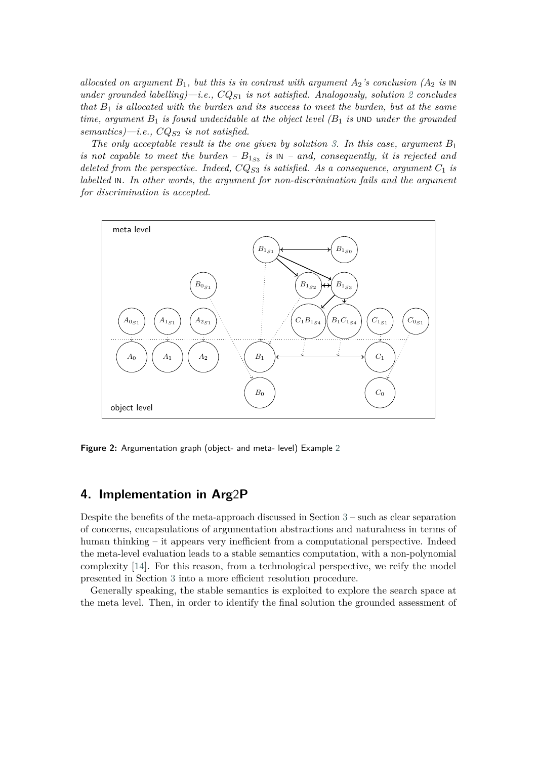*allocated on argument $B_1$, but this is in contrast with argument $A_2$'s conclusion ($A_2$ is* IN *under grounded labelling)—i.e., $CQ_{S1}$ is not satisfied. Analogously, solution 2 concludes that $B_1$ is allocated with the burden and its success to meet the burden, but at the same time, argument $B_1$ is found undecidable at the object level ($B_1$ is* UND *under the grounded semantics)—i.e., $CQ_{S2}$ is not satisfied.*

*The only acceptable result is the one given by solution 3. In this case, argument $B_1$ is not capable to meet the burden – $B_{1_{S3}}$ is* IN *– and, consequently, it is rejected and deleted from the perspective. Indeed, $CQ_{S3}$ is satisfied. As a consequence, argument $C_1$ is labelled* IN*. In other words, the argument for non-discrimination fails and the argument for discrimination is accepted.*

**Figure 2:** Argumentation graph (object- and meta- level) Example 2

## 4. Implementation in Arg2P

Despite the benefits of the meta-approach discussed in Section 3 – such as clear separation of concerns, encapsulations of argumentation abstractions and naturalness in terms of human thinking – it appears very inefficient from a computational perspective. Indeed the meta-level evaluation leads to a stable semantics computation, with a non-polynomial complexity [14]. For this reason, from a technological perspective, we reify the model presented in Section 3 into a more efficient resolution procedure.

Generally speaking, the stable semantics is exploited to explore the search space at the meta level. Then, in order to identify the final solution the grounded assessment of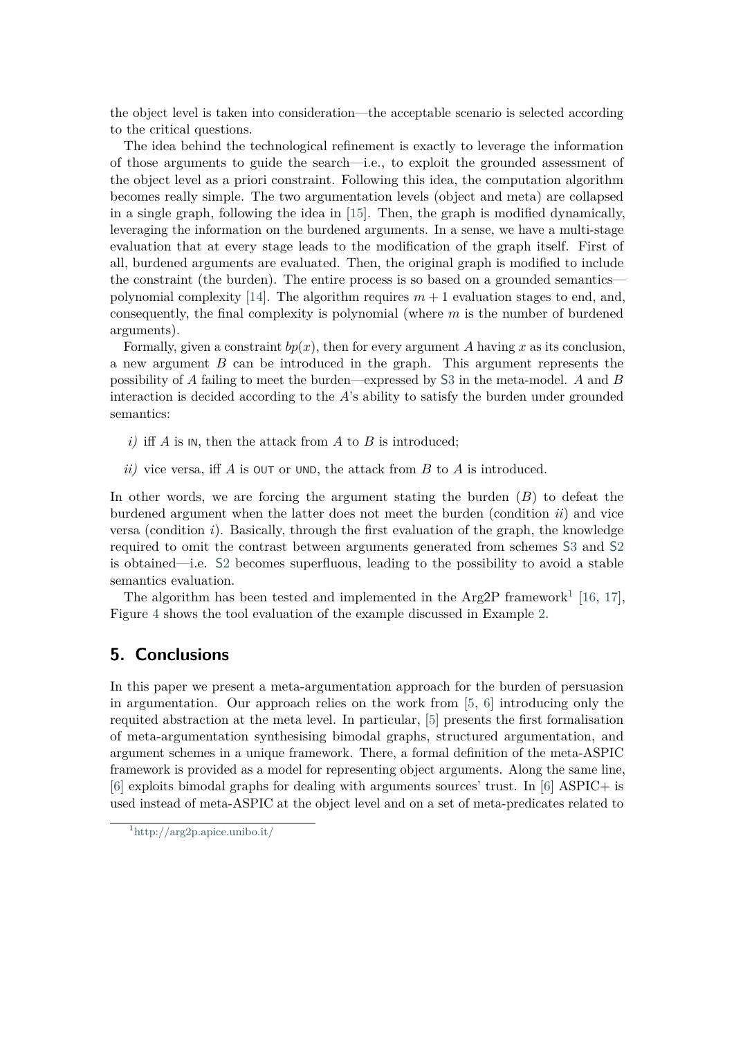the object level is taken into consideration—the acceptable scenario is selected according to the critical questions.

The idea behind the technological refinement is exactly to leverage the information of those arguments to guide the search—i.e., to exploit the grounded assessment of the object level as a priori constraint. Following this idea, the computation algorithm becomes really simple. The two argumentation levels (object and meta) are collapsed in a single graph, following the idea in [15]. Then, the graph is modified dynamically, leveraging the information on the burdened arguments. In a sense, we have a multi-stage evaluation that at every stage leads to the modification of the graph itself. First of all, burdened arguments are evaluated. Then, the original graph is modified to include the constraint (the burden). The entire process is so based on a grounded semantics—polynomial complexity [14]. The algorithm requires $m + 1$ evaluation stages to end, and, consequently, the final complexity is polynomial (where $m$ is the number of burdened arguments).

Formally, given a constraint $bp(x)$, then for every argument $A$ having $x$ as its conclusion, a new argument $B$ can be introduced in the graph. This argument represents the possibility of $A$ failing to meet the burden—expressed by S3 in the meta-model. $A$ and $B$ interaction is decided according to the $A$'s ability to satisfy the burden under grounded semantics:

*i)* iff $A$ is IN, then the attack from $A$ to $B$ is introduced;

*ii)* vice versa, iff $A$ is OUT or UND, the attack from $B$ to $A$ is introduced.

In other words, we are forcing the argument stating the burden ($B$) to defeat the burdened argument when the latter does not meet the burden (condition *ii*) and vice versa (condition *i*). Basically, through the first evaluation of the graph, the knowledge required to omit the contrast between arguments generated from schemes S3 and S2 is obtained—i.e. S2 becomes superfluous, leading to the possibility to avoid a stable semantics evaluation.

The algorithm has been tested and implemented in the Arg2P framework[1] [16, 17], Figure 4 shows the tool evaluation of the example discussed in Example 2.

## 5. Conclusions

In this paper we present a meta-argumentation approach for the burden of persuasion in argumentation. Our approach relies on the work from [5, 6] introducing only the requited abstraction at the meta level. In particular, [5] presents the first formalisation of meta-argumentation synthesising bimodal graphs, structured argumentation, and argument schemes in a unique framework. There, a formal definition of the meta-ASPIC framework is provided as a model for representing object arguments. Along the same line, [6] exploits bimodal graphs for dealing with arguments sources' trust. In [6] ASPIC+ is used instead of meta-ASPIC at the object level and on a set of meta-predicates related to

[1] http://arg2p.apice.unibo.it/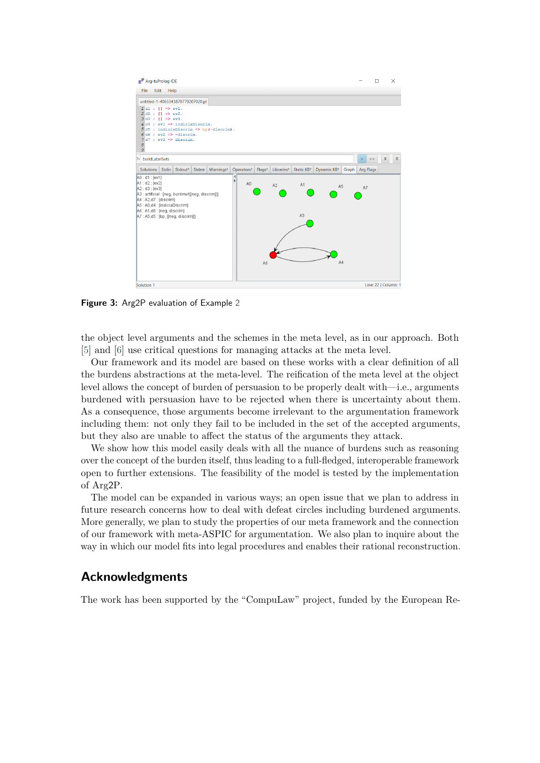Figure 3: Arg2P evaluation of Example 2

the object level arguments and the schemes in the meta level, as in our approach. Both [5] and [6] use critical questions for managing attacks at the meta level.

Our framework and its model are based on these works with a clear definition of all the burdens abstractions at the meta-level. The reification of the meta level at the object level allows the concept of burden of persuasion to be properly dealt with—i.e., arguments burdened with persuasion have to be rejected when there is uncertainty about them. As a consequence, those arguments become irrelevant to the argumentation framework including them: not only they fail to be included in the set of the accepted arguments, but they also are unable to affect the status of the arguments they attack.

We show how this model easily deals with all the nuance of burdens such as reasoning over the concept of the burden itself, thus leading to a full-fledged, interoperable framework open to further extensions. The feasibility of the model is tested by the implementation of Arg2P.

The model can be expanded in various ways; an open issue that we plan to address in future research concerns how to deal with defeat circles including burdened arguments. More generally, we plan to study the properties of our meta framework and the connection of our framework with meta-ASPIC for argumentation. We also plan to inquire about the way in which our model fits into legal procedures and enables their rational reconstruction.

## Acknowledgments

The work has been supported by the “CompuLaw” project, funded by the European Re-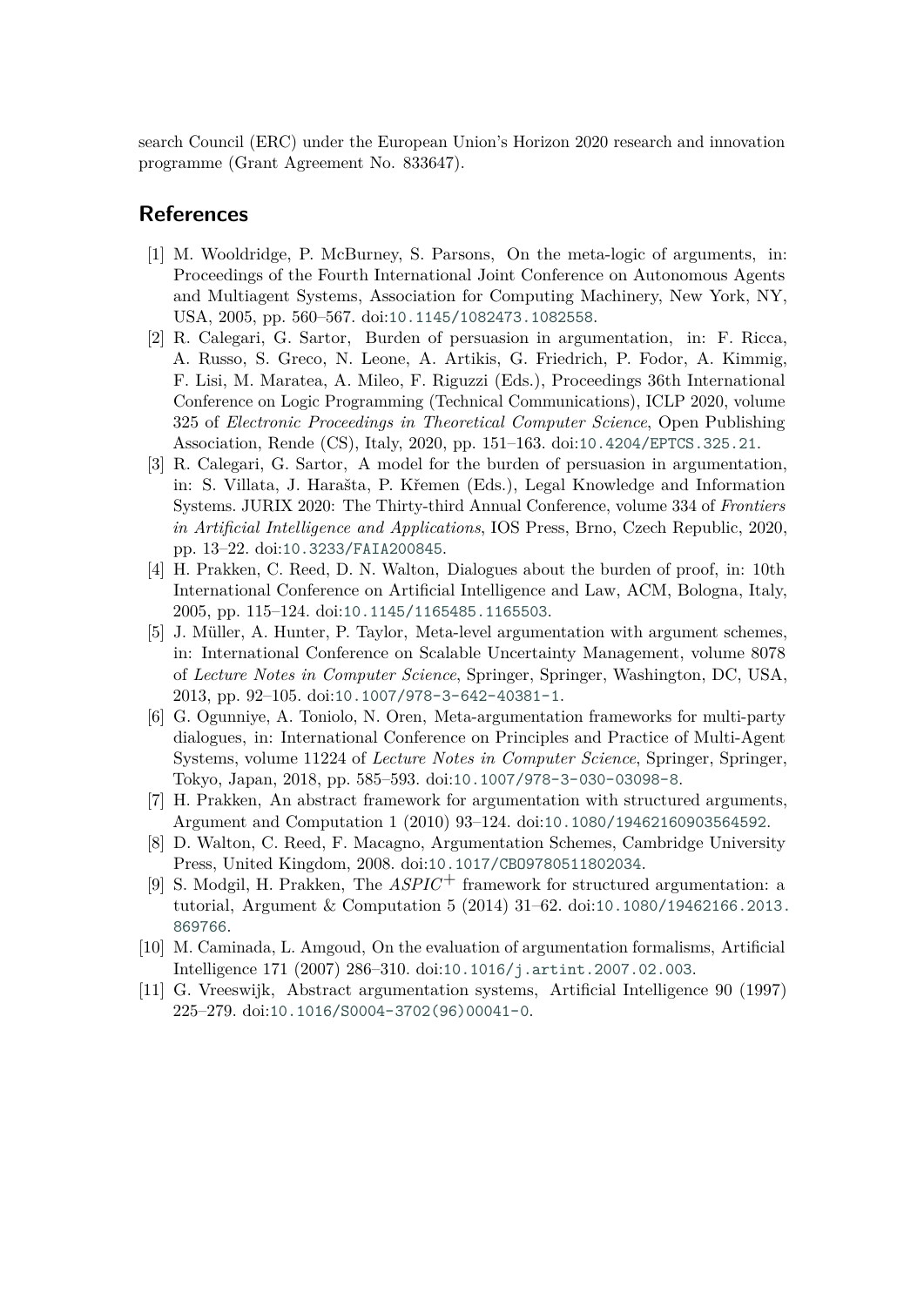search Council (ERC) under the European Union's Horizon 2020 research and innovation programme (Grant Agreement No. 833647).

## References

[1] M. Wooldridge, P. McBurney, S. Parsons, On the meta-logic of arguments, in: Proceedings of the Fourth International Joint Conference on Autonomous Agents and Multiagent Systems, Association for Computing Machinery, New York, NY, USA, 2005, pp. 560–567. doi:10.1145/1082473.1082558.

[2] R. Calegari, G. Sartor, Burden of persuasion in argumentation, in: F. Ricca, A. Russo, S. Greco, N. Leone, A. Artikis, G. Friedrich, P. Fodor, A. Kimmig, F. Lisi, M. Maratea, A. Mileo, F. Riguzzi (Eds.), Proceedings 36th International Conference on Logic Programming (Technical Communications), ICLP 2020, volume 325 of *Electronic Proceedings in Theoretical Computer Science*, Open Publishing Association, Rende (CS), Italy, 2020, pp. 151–163. doi:10.4204/EPTCS.325.21.

[3] R. Calegari, G. Sartor, A model for the burden of persuasion in argumentation, in: S. Villata, J. Harašta, P. Křemen (Eds.), Legal Knowledge and Information Systems. JURIX 2020: The Thirty-third Annual Conference, volume 334 of *Frontiers in Artificial Intelligence and Applications*, IOS Press, Brno, Czech Republic, 2020, pp. 13–22. doi:10.3233/FAIA200845.

[4] H. Prakken, C. Reed, D. N. Walton, Dialogues about the burden of proof, in: 10th International Conference on Artificial Intelligence and Law, ACM, Bologna, Italy, 2005, pp. 115–124. doi:10.1145/1165485.1165503.

[5] J. Müller, A. Hunter, P. Taylor, Meta-level argumentation with argument schemes, in: International Conference on Scalable Uncertainty Management, volume 8078 of *Lecture Notes in Computer Science*, Springer, Springer, Washington, DC, USA, 2013, pp. 92–105. doi:10.1007/978-3-642-40381-1.

[6] G. Ogunniye, A. Toniolo, N. Oren, Meta-argumentation frameworks for multi-party dialogues, in: International Conference on Principles and Practice of Multi-Agent Systems, volume 11224 of *Lecture Notes in Computer Science*, Springer, Springer, Tokyo, Japan, 2018, pp. 585–593. doi:10.1007/978-3-030-03098-8.

[7] H. Prakken, An abstract framework for argumentation with structured arguments, Argument and Computation 1 (2010) 93–124. doi:10.1080/19462160903564592.

[8] D. Walton, C. Reed, F. Macagno, Argumentation Schemes, Cambridge University Press, United Kingdom, 2008. doi:10.1017/CBO9780511802034.

[9] S. Modgil, H. Prakken, The $ASPIC^{+}$ framework for structured argumentation: a tutorial, Argument & Computation 5 (2014) 31–62. doi:10.1080/19462166.2013.869766.

[10] M. Caminada, L. Amgoud, On the evaluation of argumentation formalisms, Artificial Intelligence 171 (2007) 286–310. doi:10.1016/j.artint.2007.02.003.

[11] G. Vreeswijk, Abstract argumentation systems, Artificial Intelligence 90 (1997) 225–279. doi:10.1016/S0004-3702(96)00041-0.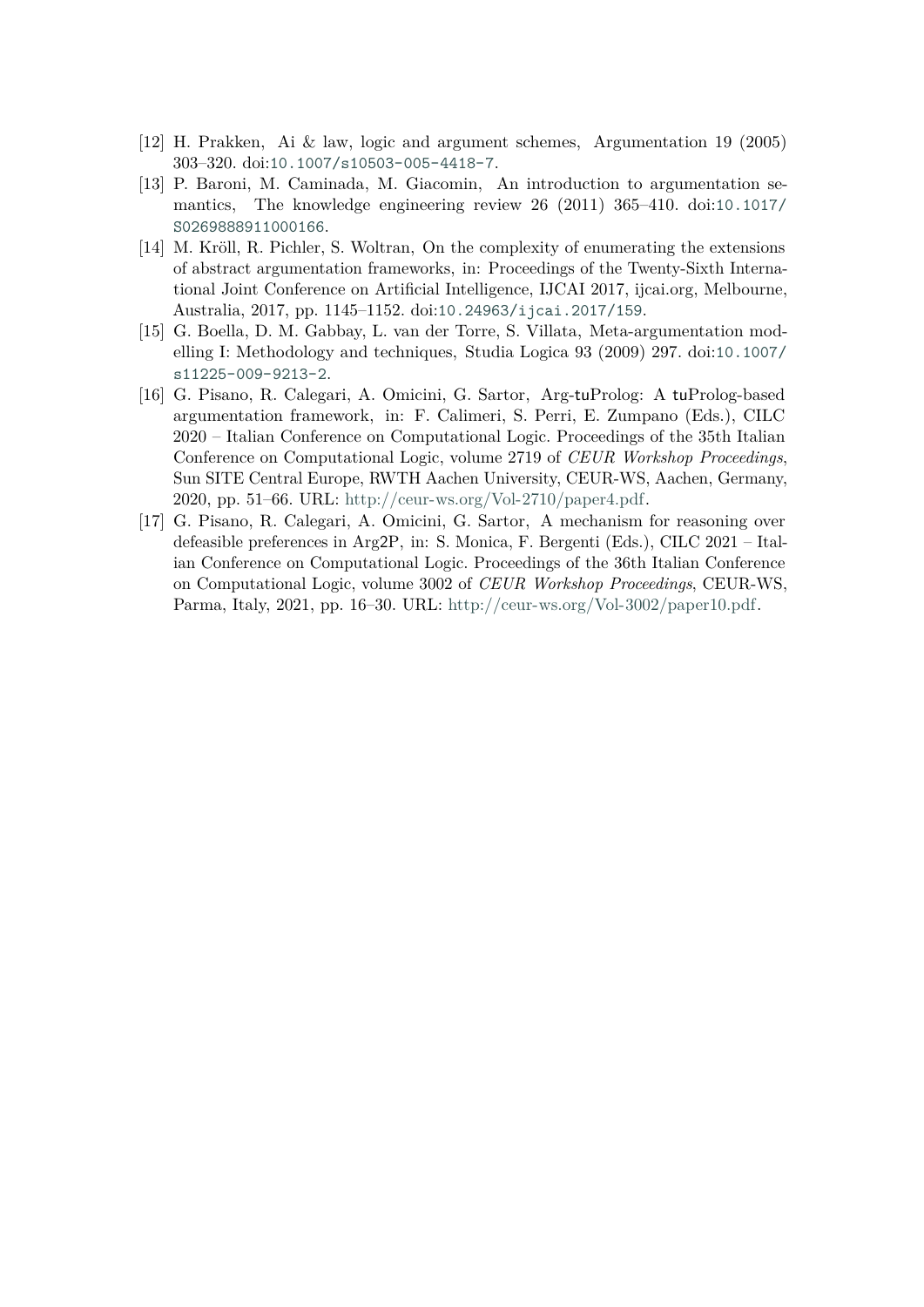[12] H. Prakken, Ai & law, logic and argument schemes, Argumentation 19 (2005) 303–320. doi:10.1007/s10503-005-4418-7.

[13] P. Baroni, M. Caminada, M. Giacomin, An introduction to argumentation semantics, The knowledge engineering review 26 (2011) 365–410. doi:10.1017/S0269888911000166.

[14] M. Kröll, R. Pichler, S. Woltran, On the complexity of enumerating the extensions of abstract argumentation frameworks, in: Proceedings of the Twenty-Sixth International Joint Conference on Artificial Intelligence, IJCAI 2017, ijcai.org, Melbourne, Australia, 2017, pp. 1145–1152. doi:10.24963/ijcai.2017/159.

[15] G. Boella, D. M. Gabbay, L. van der Torre, S. Villata, Meta-argumentation modelling I: Methodology and techniques, Studia Logica 93 (2009) 297. doi:10.1007/s11225-009-9213-2.

[16] G. Pisano, R. Calegari, A. Omicini, G. Sartor, Arg-tuProlog: A tuProlog-based argumentation framework, in: F. Calimeri, S. Perri, E. Zumpano (Eds.), CILC 2020 – Italian Conference on Computational Logic. Proceedings of the 35th Italian Conference on Computational Logic, volume 2719 of *CEUR Workshop Proceedings*, Sun SITE Central Europe, RWTH Aachen University, CEUR-WS, Aachen, Germany, 2020, pp. 51–66. URL: http://ceur-ws.org/Vol-2710/paper4.pdf.

[17] G. Pisano, R. Calegari, A. Omicini, G. Sartor, A mechanism for reasoning over defeasible preferences in Arg2P, in: S. Monica, F. Bergenti (Eds.), CILC 2021 – Italian Conference on Computational Logic. Proceedings of the 36th Italian Conference on Computational Logic, volume 3002 of *CEUR Workshop Proceedings*, CEUR-WS, Parma, Italy, 2021, pp. 16–30. URL: http://ceur-ws.org/Vol-3002/paper10.pdf.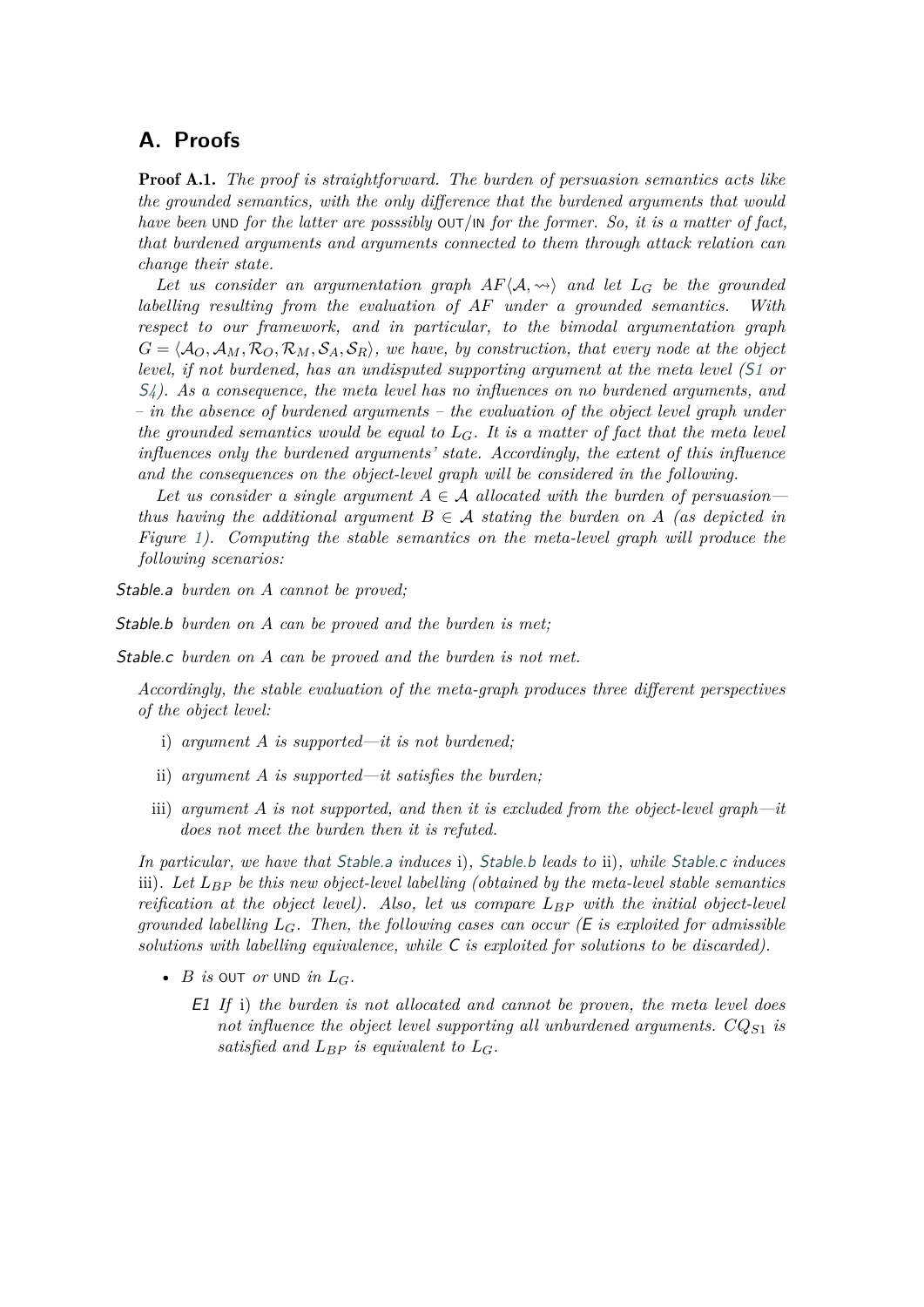## A. Proofs

**Proof A.1.** *The proof is straightforward. The burden of persuasion semantics acts like the grounded semantics, with the only difference that the burdened arguments that would have been* UND *for the latter are posssibly* OUT/IN *for the former. So, it is a matter of fact, that burdened arguments and arguments connected to them through attack relation can change their state.*

*Let us consider an argumentation graph $AF\langle \mathcal{A}, \rightsquigarrow \rangle$ and let $L_G$ be the grounded labelling resulting from the evaluation of $AF$ under a grounded semantics. With respect to our framework, and in particular, to the bimodal argumentation graph $G = \langle \mathcal{A}_O, \mathcal{A}_M, \mathcal{R}_O, \mathcal{R}_M, \mathcal{S}_A, \mathcal{S}_R \rangle$, we have, by construction, that every node at the object level, if not burdened, has an undisputed supporting argument at the meta level (S1 or S4). As a consequence, the meta level has no influences on no burdened arguments, and – in the absence of burdened arguments – the evaluation of the object level graph under the grounded semantics would be equal to $L_G$. It is a matter of fact that the meta level influences only the burdened arguments' state. Accordingly, the extent of this influence and the consequences on the object-level graph will be considered in the following.*

*Let us consider a single argument $A \in \mathcal{A}$ allocated with the burden of persuasion—thus having the additional argument $B \in \mathcal{A}$ stating the burden on $A$ (as depicted in Figure 1). Computing the stable semantics on the meta-level graph will produce the following scenarios:*

- *Stable.a* *burden on $A$ cannot be proved;*
- *Stable.b* *burden on $A$ can be proved and the burden is met;*
- *Stable.c* *burden on $A$ can be proved and the burden is not met.*

*Accordingly, the stable evaluation of the meta-graph produces three different perspectives of the object level:*

i) *argument $A$ is supported—it is not burdened;*

ii) *argument $A$ is supported—it satisfies the burden;*

iii) *argument $A$ is not supported, and then it is excluded from the object-level graph—it does not meet the burden then it is refuted.*

*In particular, we have that Stable.a induces* i)*, Stable.b leads to* ii)*, while Stable.c induces* iii)*. Let $L_{BP}$ be this new object-level labelling (obtained by the meta-level stable semantics reification at the object level). Also, let us compare $L_{BP}$ with the initial object-level grounded labelling $L_G$. Then, the following cases can occur (*E *is exploited for admissible solutions with labelling equivalence, while* C *is exploited for solutions to be discarded).*

- *$B$ is* OUT *or* UND *in $L_G$.*
  - *E1* *If* i) *the burden is not allocated and cannot be proven, the meta level does not influence the object level supporting all unburdened arguments. $CQ_{S1}$ is satisfied and $L_{BP}$ is equivalent to $L_G$.*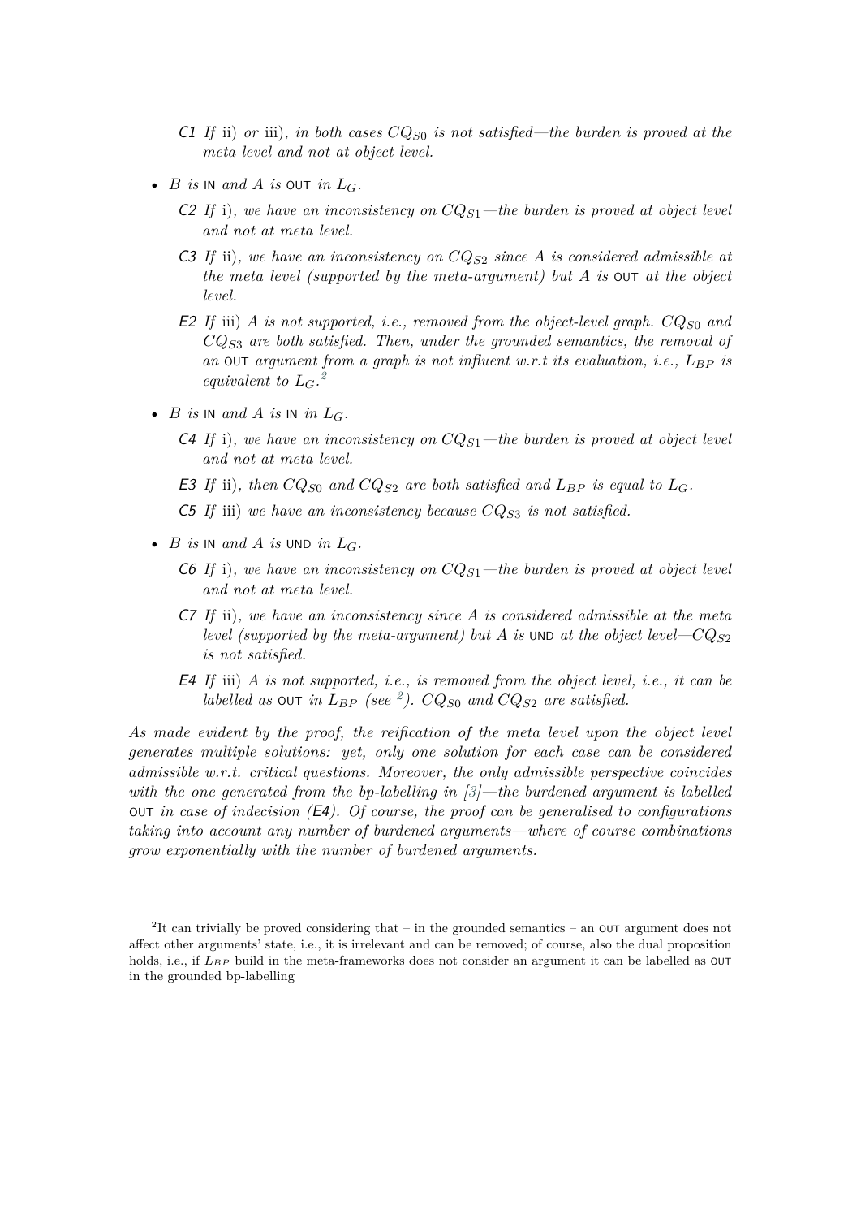*C1 If* ii) *or* iii)*, in both cases $CQ_{S0}$ is not satisfied—the burden is proved at the meta level and not at object level.*

- *$B$ is* IN *and $A$ is* OUT *in $L_G$.*

  *C2 If* i)*, we have an inconsistency on $CQ_{S1}$—the burden is proved at object level and not at meta level.*

  *C3 If* ii)*, we have an inconsistency on $CQ_{S2}$ since $A$ is considered admissible at the meta level (supported by the meta-argument) but $A$ is* OUT *at the object level.*

  *E2 If* iii) *$A$ is not supported, i.e., removed from the object-level graph. $CQ_{S0}$ and $CQ_{S3}$ are both satisfied. Then, under the grounded semantics, the removal of an* OUT *argument from a graph is not influent w.r.t its evaluation, i.e., $L_{BP}$ is equivalent to $L_G$.*[2]

- *$B$ is* IN *and $A$ is* IN *in $L_G$.*

  *C4 If* i)*, we have an inconsistency on $CQ_{S1}$—the burden is proved at object level and not at meta level.*

  *E3 If* ii)*, then $CQ_{S0}$ and $CQ_{S2}$ are both satisfied and $L_{BP}$ is equal to $L_G$.*

  *C5 If* iii) *we have an inconsistency because $CQ_{S3}$ is not satisfied.*

- *$B$ is* IN *and $A$ is* UND *in $L_G$.*

  *C6 If* i)*, we have an inconsistency on $CQ_{S1}$—the burden is proved at object level and not at meta level.*

  *C7 If* ii)*, we have an inconsistency since $A$ is considered admissible at the meta level (supported by the meta-argument) but $A$ is* UND *at the object level—$CQ_{S2}$ is not satisfied.*

  *E4 If* iii) *$A$ is not supported, i.e., is removed from the object level, i.e., it can be labelled as* OUT *in $L_{BP}$ (see* [2]*). $CQ_{S0}$ and $CQ_{S2}$ are satisfied.*

*As made evident by the proof, the reification of the meta level upon the object level generates multiple solutions: yet, only one solution for each case can be considered admissible w.r.t. critical questions. Moreover, the only admissible perspective coincides with the one generated from the bp-labelling in [3]—the burdened argument is labelled* OUT *in case of indecision (E4). Of course, the proof can be generalised to configurations taking into account any number of burdened arguments—where of course combinations grow exponentially with the number of burdened arguments.*

---

[2] It can trivially be proved considering that – in the grounded semantics – an OUT argument does not affect other arguments' state, i.e., it is irrelevant and can be removed; of course, also the dual proposition holds, i.e., if $L_{BP}$ build in the meta-frameworks does not consider an argument it can be labelled as OUT in the grounded bp-labelling